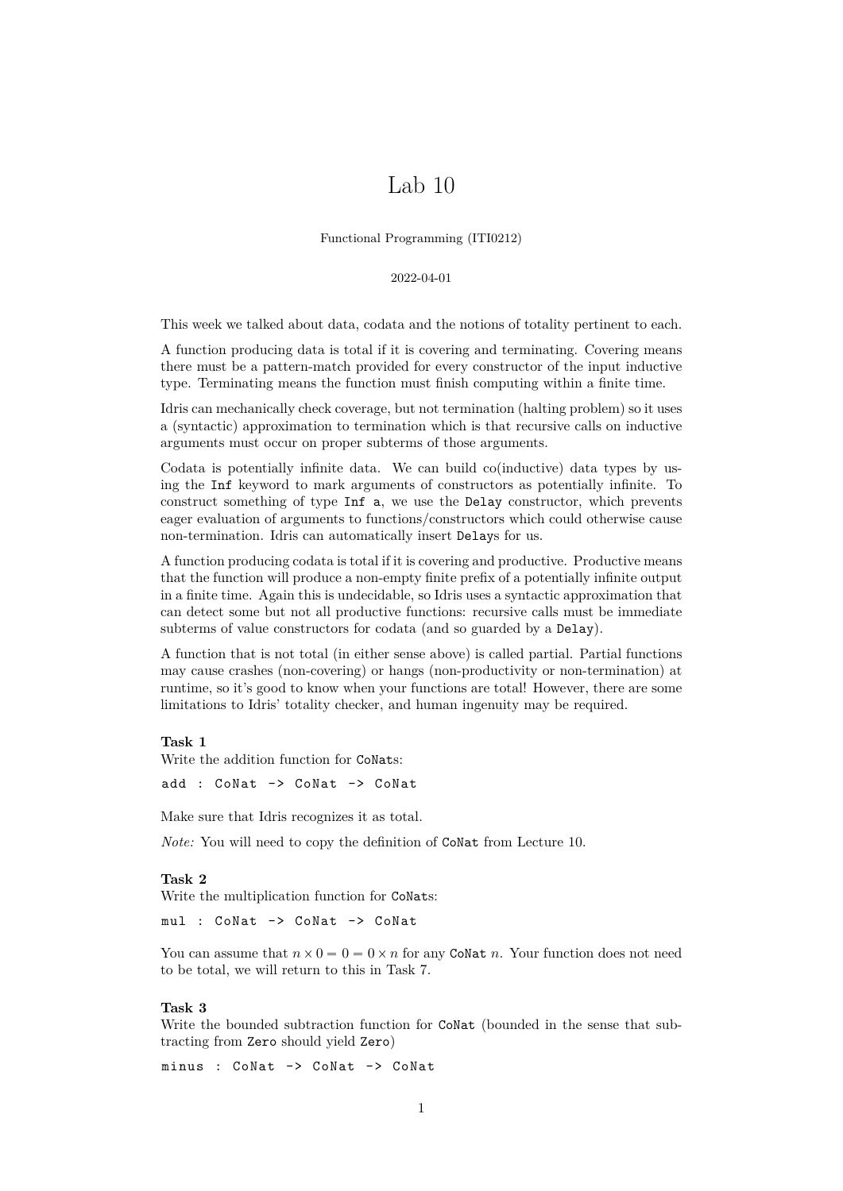# Lab 10

Functional Programming (ITI0212)

2022-04-01

This week we talked about data, codata and the notions of totality pertinent to each.

A function producing data is total if it is covering and terminating. Covering means there must be a pattern-match provided for every constructor of the input inductive type. Terminating means the function must finish computing within a finite time.

Idris can mechanically check coverage, but not termination (halting problem) so it uses a (syntactic) approximation to termination which is that recursive calls on inductive arguments must occur on proper subterms of those arguments.

Codata is potentially infinite data. We can build co(inductive) data types by using the `Inf` keyword to mark arguments of constructors as potentially infinite. To construct something of type `Inf a`, we use the `Delay` constructor, which prevents eager evaluation of arguments to functions/constructors which could otherwise cause non-termination. Idris can automatically insert `Delay`s for us.

A function producing codata is total if it is covering and productive. Productive means that the function will produce a non-empty finite prefix of a potentially infinite output in a finite time. Again this is undecidable, so Idris uses a syntactic approximation that can detect some but not all productive functions: recursive calls must be immediate subterms of value constructors for codata (and so guarded by a `Delay`).

A function that is not total (in either sense above) is called partial. Partial functions may cause crashes (non-covering) or hangs (non-productivity or non-termination) at runtime, so it's good to know when your functions are total! However, there are some limitations to Idris' totality checker, and human ingenuity may be required.

**Task 1**
Write the addition function for `CoNat`s:

```
add : CoNat -> CoNat -> CoNat
```

Make sure that Idris recognizes it as total.

*Note:* You will need to copy the definition of `CoNat` from Lecture 10.

**Task 2**
Write the multiplication function for `CoNat`s:

```
mul : CoNat -> CoNat -> CoNat
```

You can assume that $n \times 0 = 0 = 0 \times n$ for any `CoNat` $n$. Your function does not need to be total, we will return to this in Task 7.

**Task 3**
Write the bounded subtraction function for `CoNat` (bounded in the sense that subtracting from `Zero` should yield `Zero`)

```
minus : CoNat -> CoNat -> CoNat
```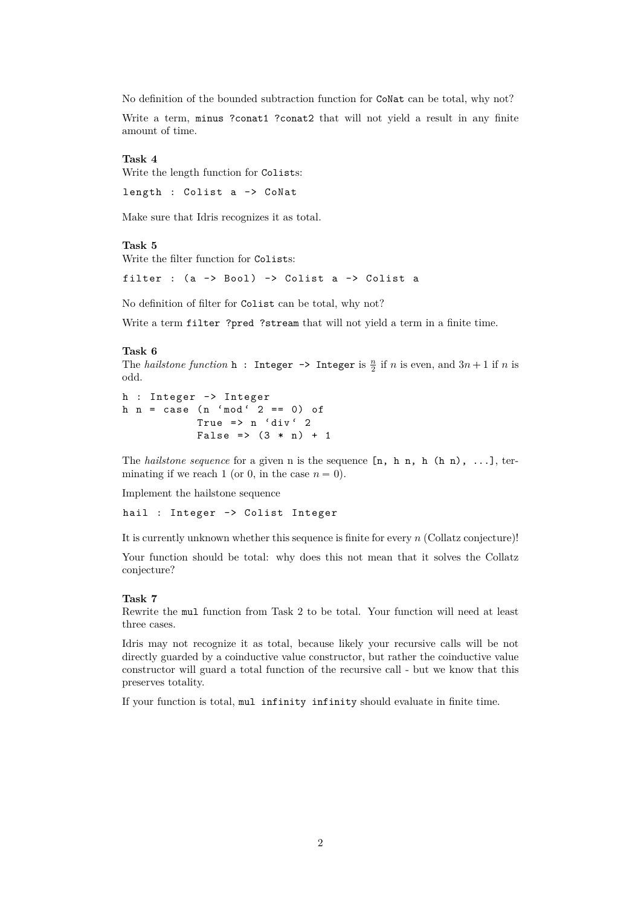No definition of the bounded subtraction function for `CoNat` can be total, why not?

Write a term, `minus ?conat1 ?conat2` that will not yield a result in any finite amount of time.

**Task 4**
Write the length function for `Colist`s:

```
length : Colist a -> CoNat
```

Make sure that Idris recognizes it as total.

**Task 5**
Write the filter function for `Colist`s:

```
filter : (a -> Bool) -> Colist a -> Colist a
```

No definition of filter for `Colist` can be total, why not?

Write a term `filter ?pred ?stream` that will not yield a term in a finite time.

**Task 6**
The *hailstone function* `h : Integer -> Integer` is $\frac{n}{2}$ if $n$ is even, and $3n + 1$ if $n$ is odd.

```
h : Integer -> Integer
h n = case (n `mod` 2 == 0) of
            True => n `div` 2
            False => (3 * n) + 1
```

The *hailstone sequence* for a given n is the sequence `[n, h n, h (h n), ...]`, terminating if we reach 1 (or 0, in the case $n = 0$).

Implement the hailstone sequence

```
hail : Integer -> Colist Integer
```

It is currently unknown whether this sequence is finite for every $n$ (Collatz conjecture)!

Your function should be total: why does this not mean that it solves the Collatz conjecture?

**Task 7**
Rewrite the `mul` function from Task 2 to be total. Your function will need at least three cases.

Idris may not recognize it as total, because likely your recursive calls will be not directly guarded by a coinductive value constructor, but rather the coinductive value constructor will guard a total function of the recursive call - but we know that this preserves totality.

If your function is total, `mul infinity infinity` should evaluate in finite time.